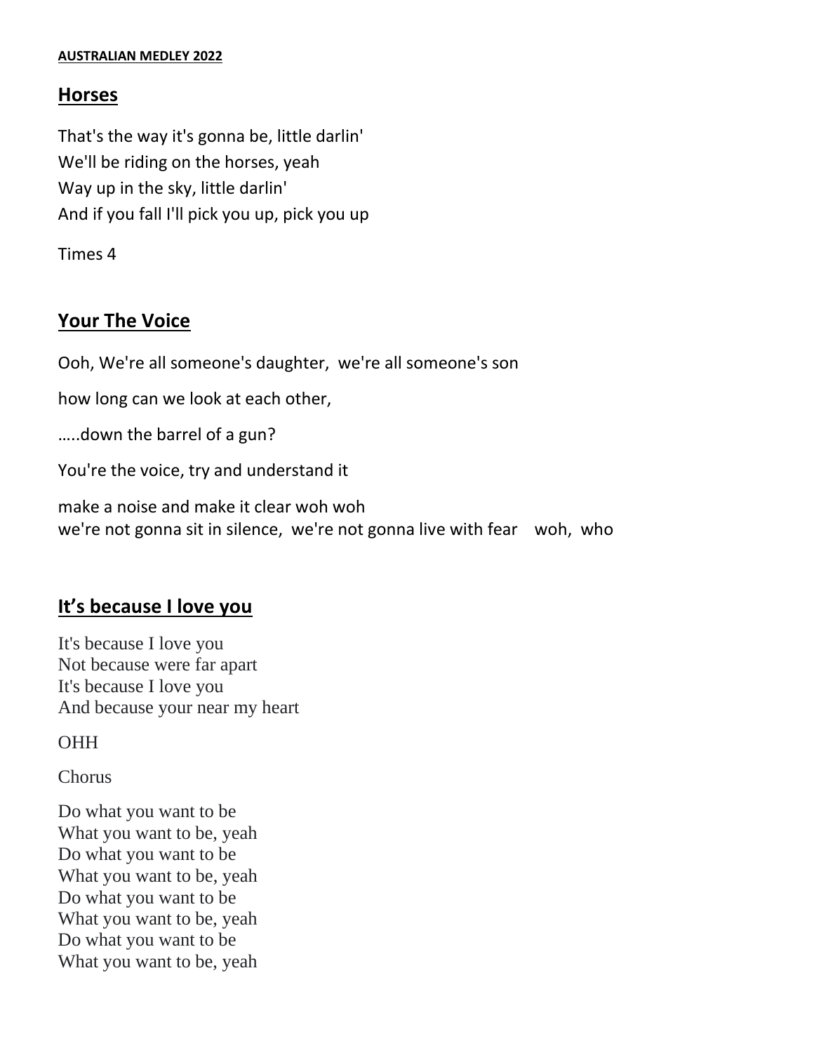**AUSTRALIAN MEDLEY 2022**

## Horses

That's the way it's gonna be, little darlin'
We'll be riding on the horses, yeah
Way up in the sky, little darlin'
And if you fall I'll pick you up, pick you up

Times 4

## Your The Voice

Ooh, We're all someone's daughter, we're all someone's son

how long can we look at each other,

…..down the barrel of a gun?

You're the voice, try and understand it

make a noise and make it clear woh woh
we're not gonna sit in silence, we're not gonna live with fear woh, who

## It's because I love you

It's because I love you
Not because were far apart
It's because I love you
And because your near my heart

OHH

Chorus

Do what you want to be
What you want to be, yeah
Do what you want to be
What you want to be, yeah
Do what you want to be
What you want to be, yeah
Do what you want to be
What you want to be, yeah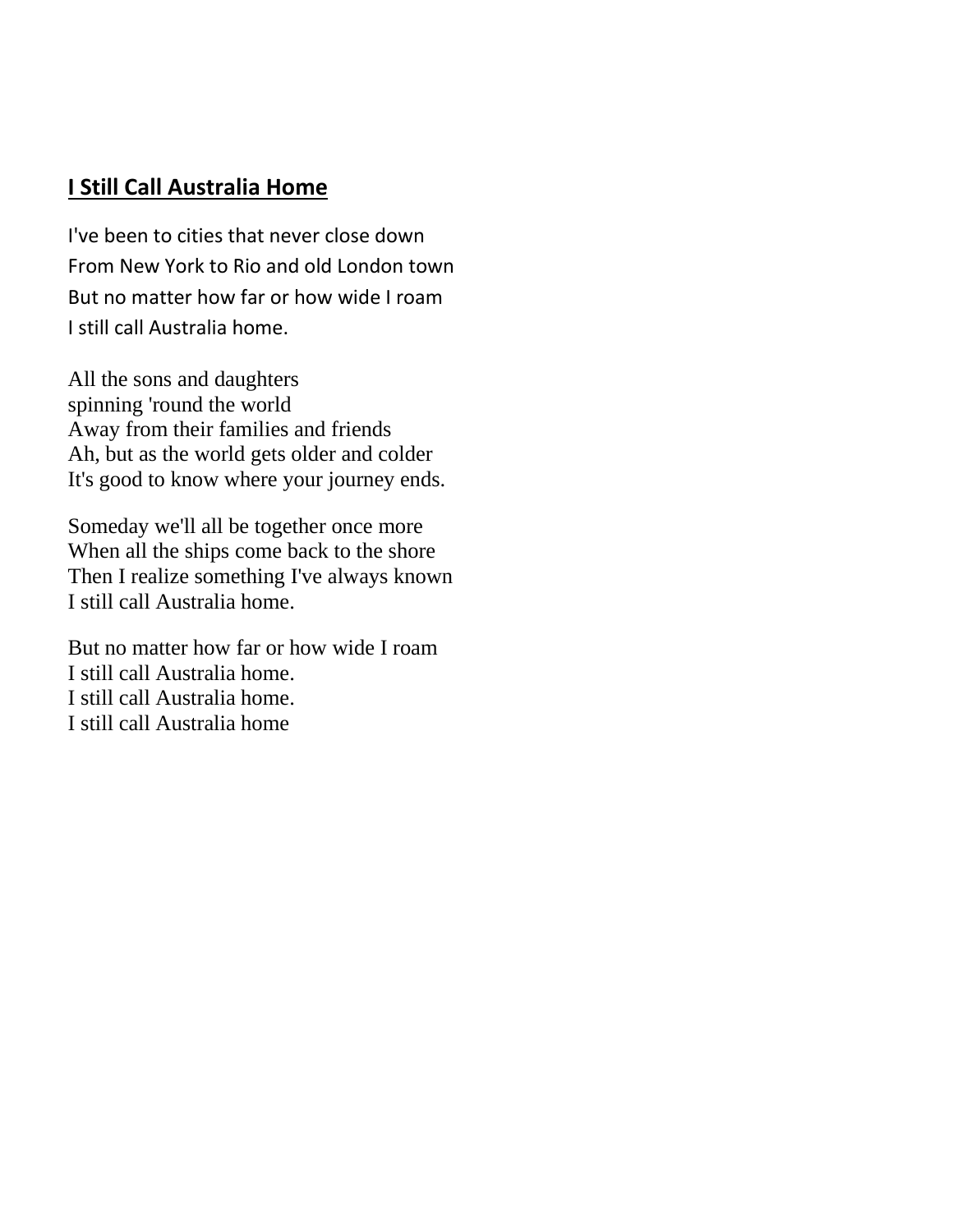## **I Still Call Australia Home**

I've been to cities that never close down
From New York to Rio and old London town
But no matter how far or how wide I roam
I still call Australia home.

All the sons and daughters
spinning 'round the world
Away from their families and friends
Ah, but as the world gets older and colder
It's good to know where your journey ends.

Someday we'll all be together once more
When all the ships come back to the shore
Then I realize something I've always known
I still call Australia home.

But no matter how far or how wide I roam
I still call Australia home.
I still call Australia home.
I still call Australia home